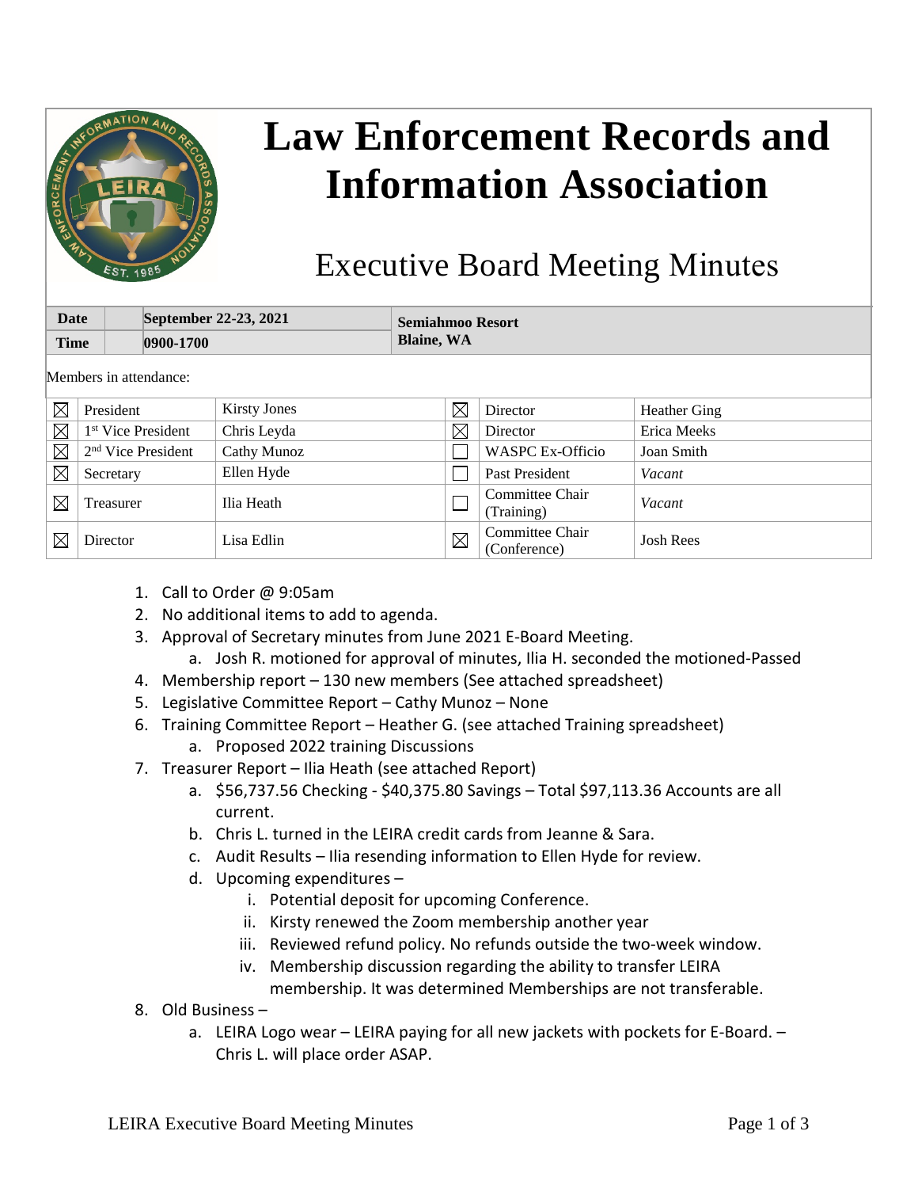# Law Enforcement Records and Information Association

## Executive Board Meeting Minutes

| Date | September 22-23, 2021 | Semiahmoo Resort Blaine, WA |
|---|---|---|
| Time | 0900-1700 | |

Members in attendance:

| | Position | Name | | Position | Name |
|---|---|---|---|---|---|
| ☒ | President | Kirsty Jones | ☒ | Director | Heather Ging |
| ☒ | 1st Vice President | Chris Leyda | ☒ | Director | Erica Meeks |
| ☒ | 2nd Vice President | Cathy Munoz | ☐ | WASPC Ex-Officio | Joan Smith |
| ☒ | Secretary | Ellen Hyde | ☐ | Past President | *Vacant* |
| ☒ | Treasurer | Ilia Heath | ☐ | Committee Chair (Training) | *Vacant* |
| ☒ | Director | Lisa Edlin | ☒ | Committee Chair (Conference) | Josh Rees |

1. Call to Order @ 9:05am
2. No additional items to add to agenda.
3. Approval of Secretary minutes from June 2021 E-Board Meeting.
   a. Josh R. motioned for approval of minutes, Ilia H. seconded the motioned-Passed
4. Membership report – 130 new members (See attached spreadsheet)
5. Legislative Committee Report – Cathy Munoz – None
6. Training Committee Report – Heather G. (see attached Training spreadsheet)
   a. Proposed 2022 training Discussions
7. Treasurer Report – Ilia Heath (see attached Report)
   a. $56,737.56 Checking - $40,375.80 Savings – Total $97,113.36 Accounts are all current.
   b. Chris L. turned in the LEIRA credit cards from Jeanne & Sara.
   c. Audit Results – Ilia resending information to Ellen Hyde for review.
   d. Upcoming expenditures –
      i. Potential deposit for upcoming Conference.
      ii. Kirsty renewed the Zoom membership another year
      iii. Reviewed refund policy. No refunds outside the two-week window.
      iv. Membership discussion regarding the ability to transfer LEIRA membership. It was determined Memberships are not transferable.
8. Old Business –
   a. LEIRA Logo wear – LEIRA paying for all new jackets with pockets for E-Board. – Chris L. will place order ASAP.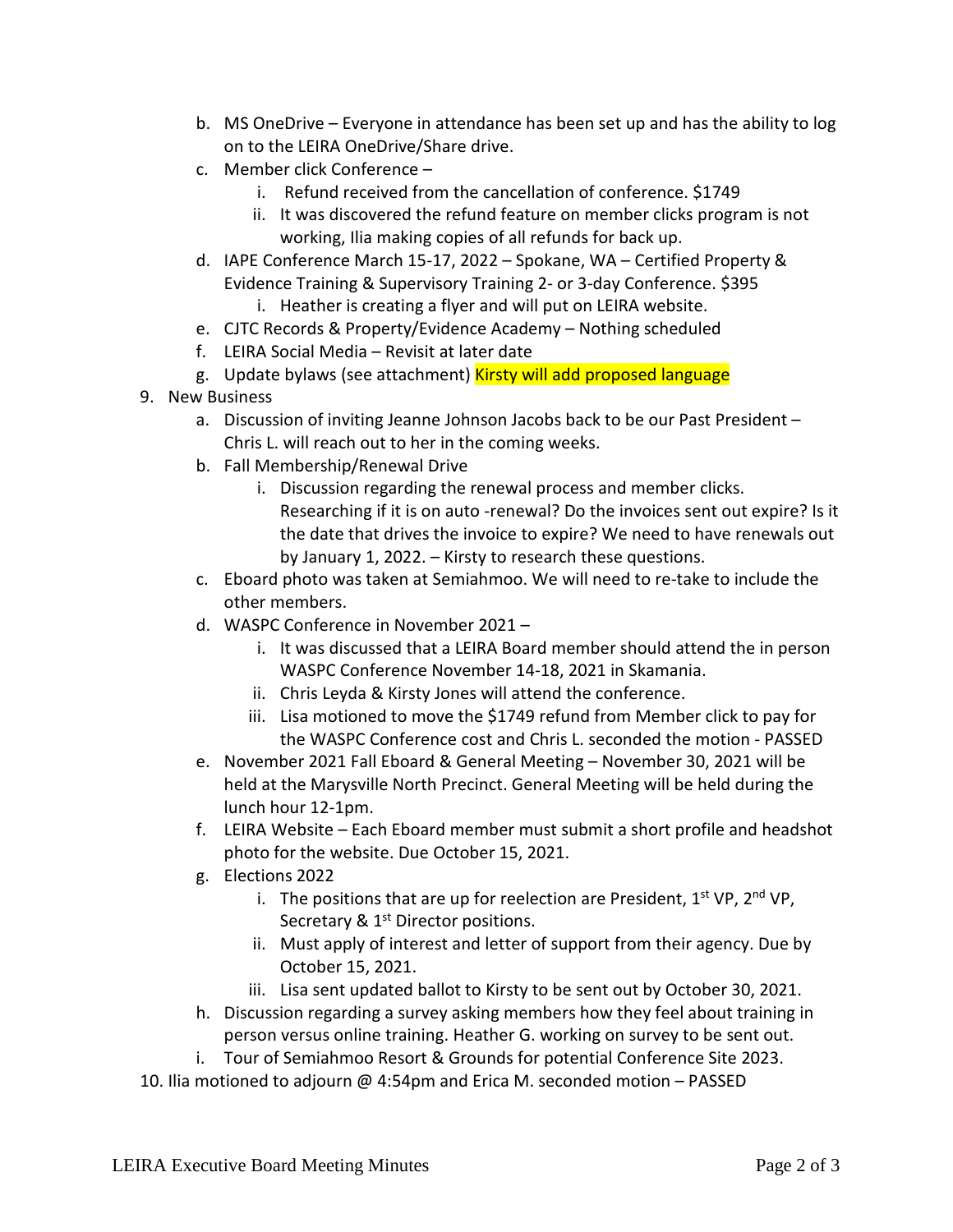b. MS OneDrive – Everyone in attendance has been set up and has the ability to log on to the LEIRA OneDrive/Share drive.
   c. Member click Conference –
      i. Refund received from the cancellation of conference. $1749
      ii. It was discovered the refund feature on member clicks program is not working, Ilia making copies of all refunds for back up.
   d. IAPE Conference March 15-17, 2022 – Spokane, WA – Certified Property & Evidence Training & Supervisory Training 2- or 3-day Conference. $395
      i. Heather is creating a flyer and will put on LEIRA website.
   e. CJTC Records & Property/Evidence Academy – Nothing scheduled
   f. LEIRA Social Media – Revisit at later date
   g. Update bylaws (see attachment) Kirsty will add proposed language

9. New Business
   a. Discussion of inviting Jeanne Johnson Jacobs back to be our Past President – Chris L. will reach out to her in the coming weeks.
   b. Fall Membership/Renewal Drive
      i. Discussion regarding the renewal process and member clicks. Researching if it is on auto -renewal? Do the invoices sent out expire? Is it the date that drives the invoice to expire? We need to have renewals out by January 1, 2022. – Kirsty to research these questions.
   c. Eboard photo was taken at Semiahmoo. We will need to re-take to include the other members.
   d. WASPC Conference in November 2021 –
      i. It was discussed that a LEIRA Board member should attend the in person WASPC Conference November 14-18, 2021 in Skamania.
      ii. Chris Leyda & Kirsty Jones will attend the conference.
      iii. Lisa motioned to move the $1749 refund from Member click to pay for the WASPC Conference cost and Chris L. seconded the motion - PASSED
   e. November 2021 Fall Eboard & General Meeting – November 30, 2021 will be held at the Marysville North Precinct. General Meeting will be held during the lunch hour 12-1pm.
   f. LEIRA Website – Each Eboard member must submit a short profile and headshot photo for the website. Due October 15, 2021.
   g. Elections 2022
      i. The positions that are up for reelection are President, 1st VP, 2nd VP, Secretary & 1st Director positions.
      ii. Must apply of interest and letter of support from their agency. Due by October 15, 2021.
      iii. Lisa sent updated ballot to Kirsty to be sent out by October 30, 2021.
   h. Discussion regarding a survey asking members how they feel about training in person versus online training. Heather G. working on survey to be sent out.
   i. Tour of Semiahmoo Resort & Grounds for potential Conference Site 2023.

10. Ilia motioned to adjourn @ 4:54pm and Erica M. seconded motion – PASSED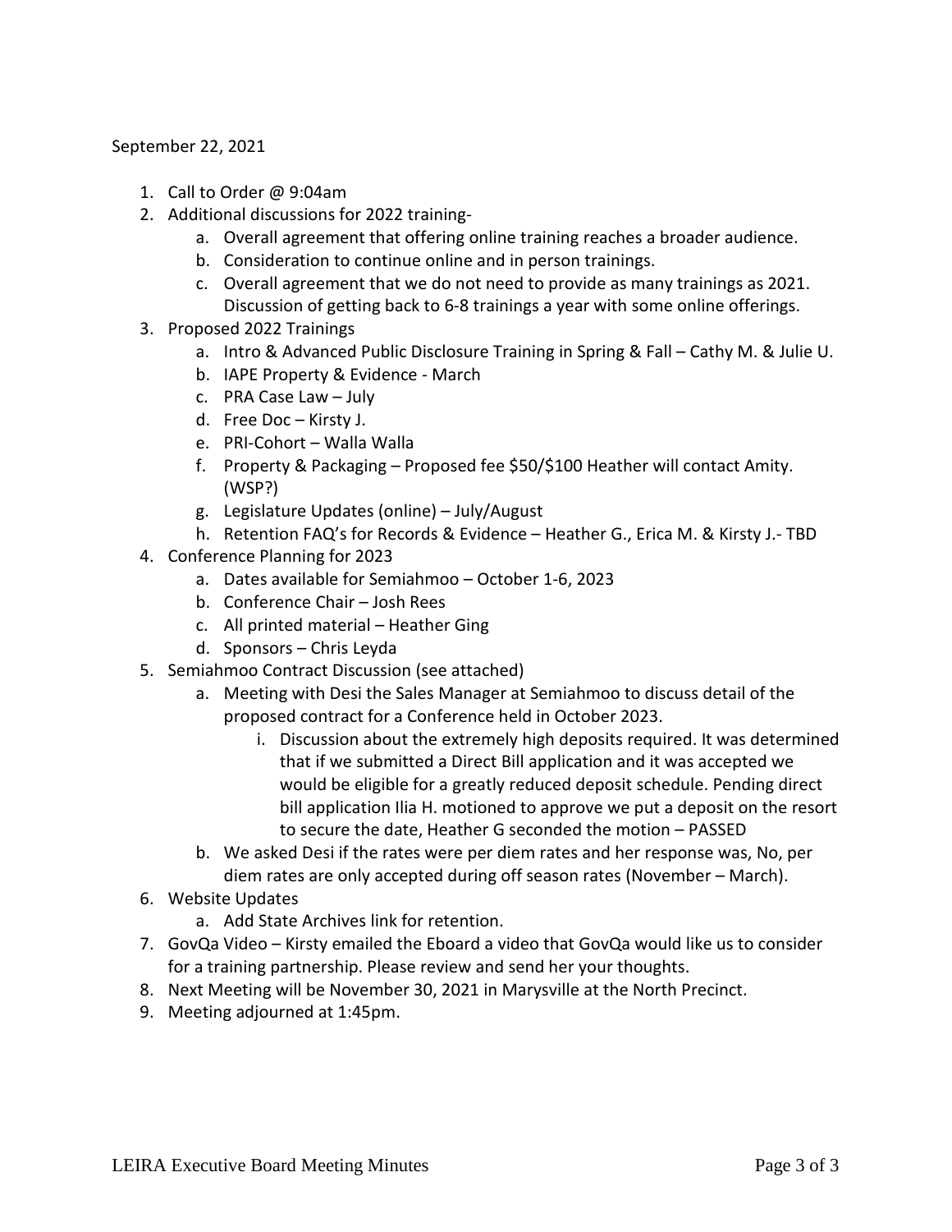September 22, 2021

1. Call to Order @ 9:04am
2. Additional discussions for 2022 training-
   a. Overall agreement that offering online training reaches a broader audience.
   b. Consideration to continue online and in person trainings.
   c. Overall agreement that we do not need to provide as many trainings as 2021. Discussion of getting back to 6-8 trainings a year with some online offerings.
3. Proposed 2022 Trainings
   a. Intro & Advanced Public Disclosure Training in Spring & Fall – Cathy M. & Julie U.
   b. IAPE Property & Evidence - March
   c. PRA Case Law – July
   d. Free Doc – Kirsty J.
   e. PRI-Cohort – Walla Walla
   f. Property & Packaging – Proposed fee $50/$100 Heather will contact Amity. (WSP?)
   g. Legislature Updates (online) – July/August
   h. Retention FAQ's for Records & Evidence – Heather G., Erica M. & Kirsty J.- TBD
4. Conference Planning for 2023
   a. Dates available for Semiahmoo – October 1-6, 2023
   b. Conference Chair – Josh Rees
   c. All printed material – Heather Ging
   d. Sponsors – Chris Leyda
5. Semiahmoo Contract Discussion (see attached)
   a. Meeting with Desi the Sales Manager at Semiahmoo to discuss detail of the proposed contract for a Conference held in October 2023.
      i. Discussion about the extremely high deposits required. It was determined that if we submitted a Direct Bill application and it was accepted we would be eligible for a greatly reduced deposit schedule. Pending direct bill application Ilia H. motioned to approve we put a deposit on the resort to secure the date, Heather G seconded the motion – PASSED
   b. We asked Desi if the rates were per diem rates and her response was, No, per diem rates are only accepted during off season rates (November – March).
6. Website Updates
   a. Add State Archives link for retention.
7. GovQa Video – Kirsty emailed the Eboard a video that GovQa would like us to consider for a training partnership. Please review and send her your thoughts.
8. Next Meeting will be November 30, 2021 in Marysville at the North Precinct.
9. Meeting adjourned at 1:45pm.